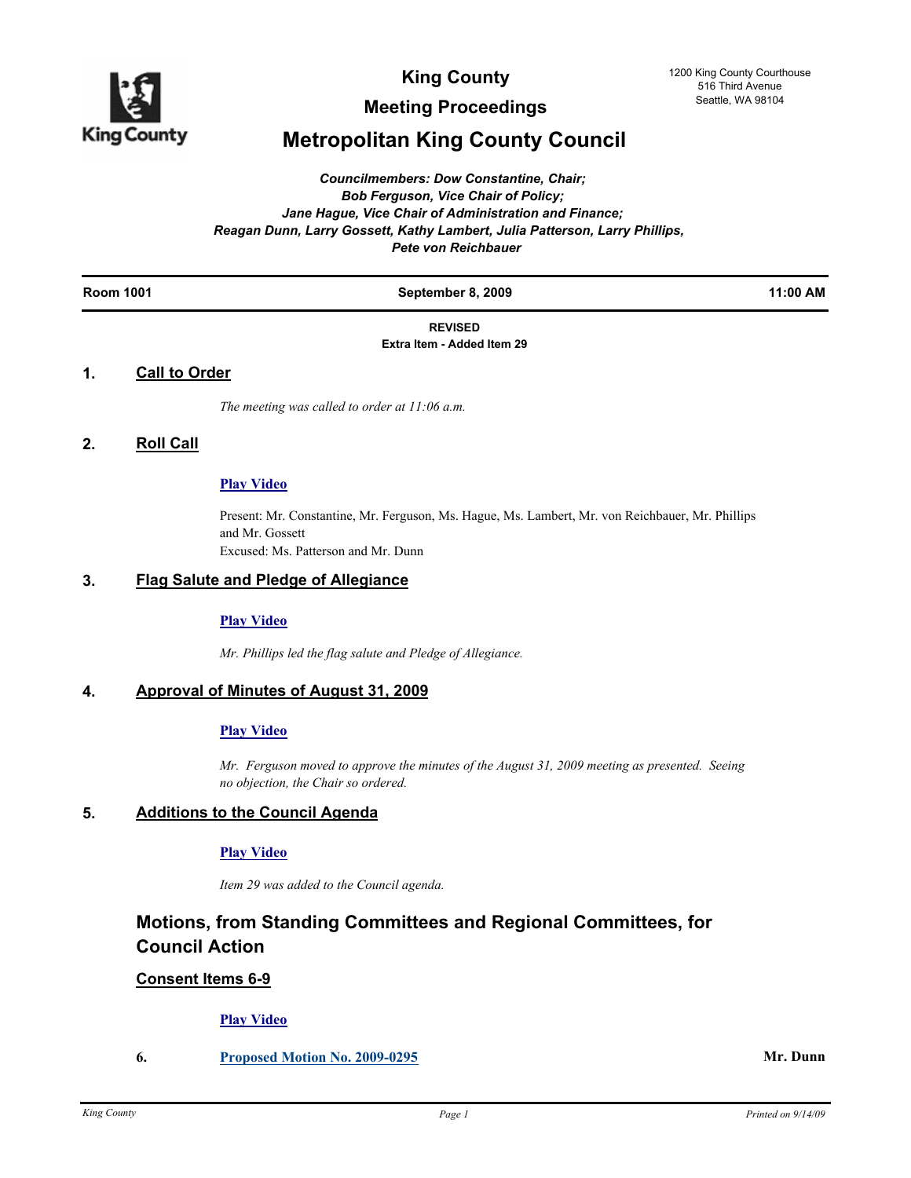# King County

## Meeting Proceedings

## Metropolitan King County Council

1200 King County Courthouse
516 Third Avenue
Seattle, WA 98104

*Councilmembers: Dow Constantine, Chair;*
*Bob Ferguson, Vice Chair of Policy;*
*Jane Hague, Vice Chair of Administration and Finance;*
*Reagan Dunn, Larry Gossett, Kathy Lambert, Julia Patterson, Larry Phillips,*
*Pete von Reichbauer*

**Room 1001** | **September 8, 2009** | **11:00 AM**

**REVISED**
**Extra Item - Added Item 29**

### 1. Call to Order

*The meeting was called to order at 11:06 a.m.*

### 2. Roll Call

**Play Video**

Present: Mr. Constantine, Mr. Ferguson, Ms. Hague, Ms. Lambert, Mr. von Reichbauer, Mr. Phillips and Mr. Gossett
Excused: Ms. Patterson and Mr. Dunn

### 3. Flag Salute and Pledge of Allegiance

**Play Video**

*Mr. Phillips led the flag salute and Pledge of Allegiance.*

### 4. Approval of Minutes of August 31, 2009

**Play Video**

*Mr. Ferguson moved to approve the minutes of the August 31, 2009 meeting as presented. Seeing no objection, the Chair so ordered.*

### 5. Additions to the Council Agenda

**Play Video**

*Item 29 was added to the Council agenda.*

## Motions, from Standing Committees and Regional Committees, for Council Action

### Consent Items 6-9

**Play Video**

**6.** **Proposed Motion No. 2009-0295** — **Mr. Dunn**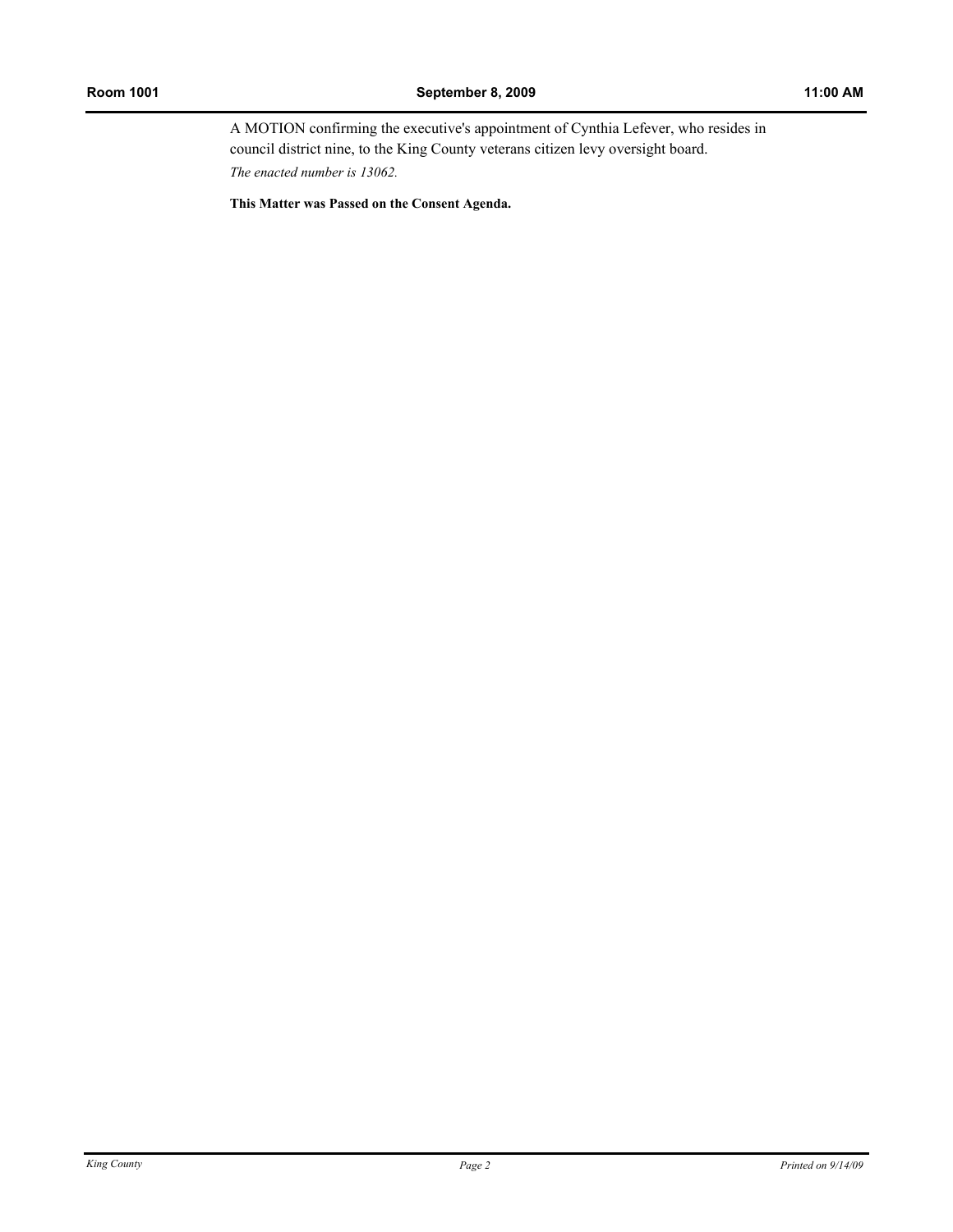A MOTION confirming the executive's appointment of Cynthia Lefever, who resides in council district nine, to the King County veterans citizen levy oversight board.

*The enacted number is 13062.*

**This Matter was Passed on the Consent Agenda.**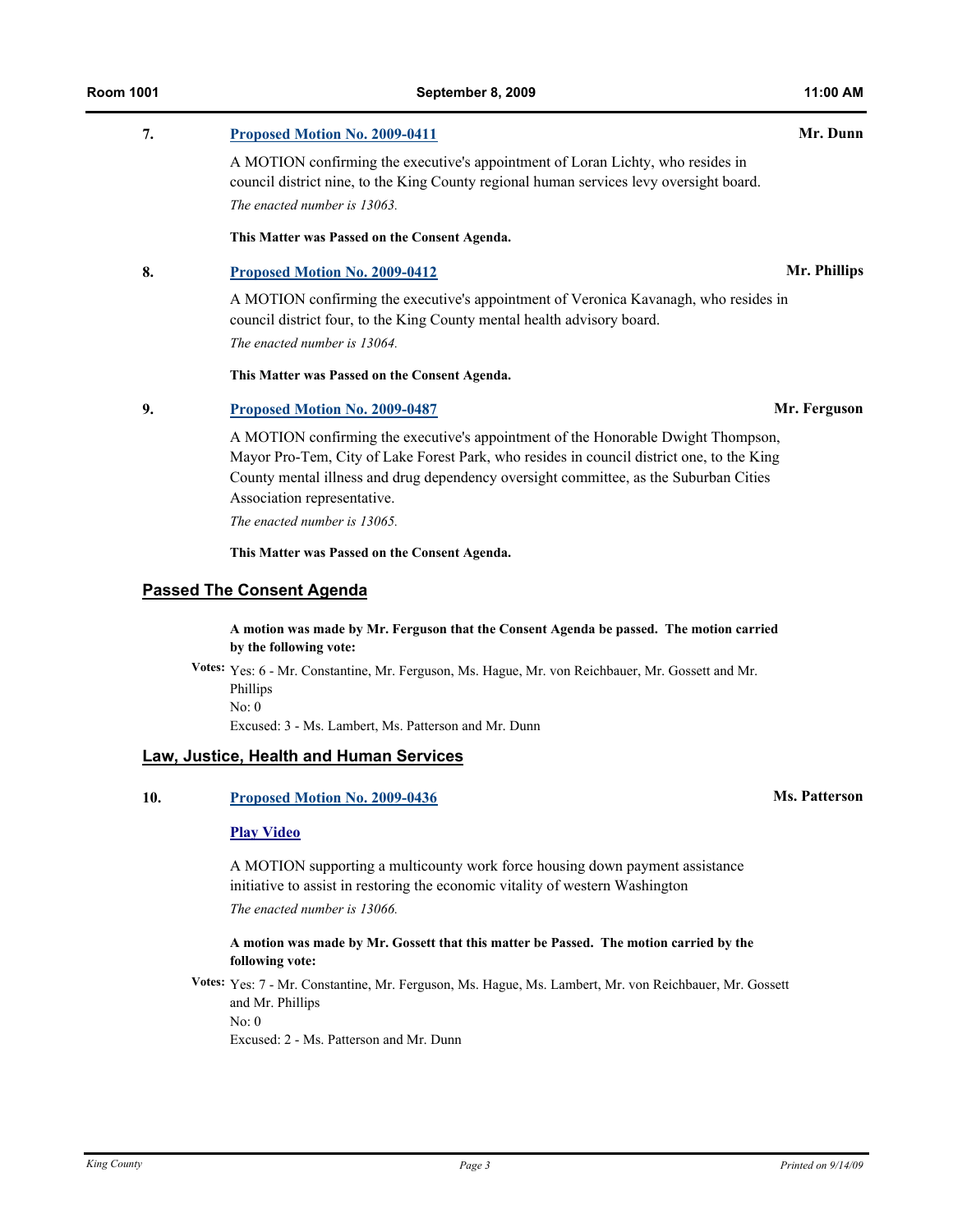**7.** **Proposed Motion No. 2009-0411** **Mr. Dunn**

A MOTION confirming the executive's appointment of Loran Lichty, who resides in council district nine, to the King County regional human services levy oversight board.

*The enacted number is 13063.*

**This Matter was Passed on the Consent Agenda.**

**8.** **Proposed Motion No. 2009-0412** **Mr. Phillips**

A MOTION confirming the executive's appointment of Veronica Kavanagh, who resides in council district four, to the King County mental health advisory board.

*The enacted number is 13064.*

**This Matter was Passed on the Consent Agenda.**

**9.** **Proposed Motion No. 2009-0487** **Mr. Ferguson**

A MOTION confirming the executive's appointment of the Honorable Dwight Thompson, Mayor Pro-Tem, City of Lake Forest Park, who resides in council district one, to the King County mental illness and drug dependency oversight committee, as the Suburban Cities Association representative.

*The enacted number is 13065.*

**This Matter was Passed on the Consent Agenda.**

## Passed The Consent Agenda

**A motion was made by Mr. Ferguson that the Consent Agenda be passed. The motion carried by the following vote:**

**Votes:** Yes: 6 - Mr. Constantine, Mr. Ferguson, Ms. Hague, Mr. von Reichbauer, Mr. Gossett and Mr. Phillips
No: 0
Excused: 3 - Ms. Lambert, Ms. Patterson and Mr. Dunn

## Law, Justice, Health and Human Services

**10.** **Proposed Motion No. 2009-0436** **Ms. Patterson**

**Play Video**

A MOTION supporting a multicounty work force housing down payment assistance initiative to assist in restoring the economic vitality of western Washington

*The enacted number is 13066.*

**A motion was made by Mr. Gossett that this matter be Passed. The motion carried by the following vote:**

**Votes:** Yes: 7 - Mr. Constantine, Mr. Ferguson, Ms. Hague, Ms. Lambert, Mr. von Reichbauer, Mr. Gossett and Mr. Phillips
No: 0
Excused: 2 - Ms. Patterson and Mr. Dunn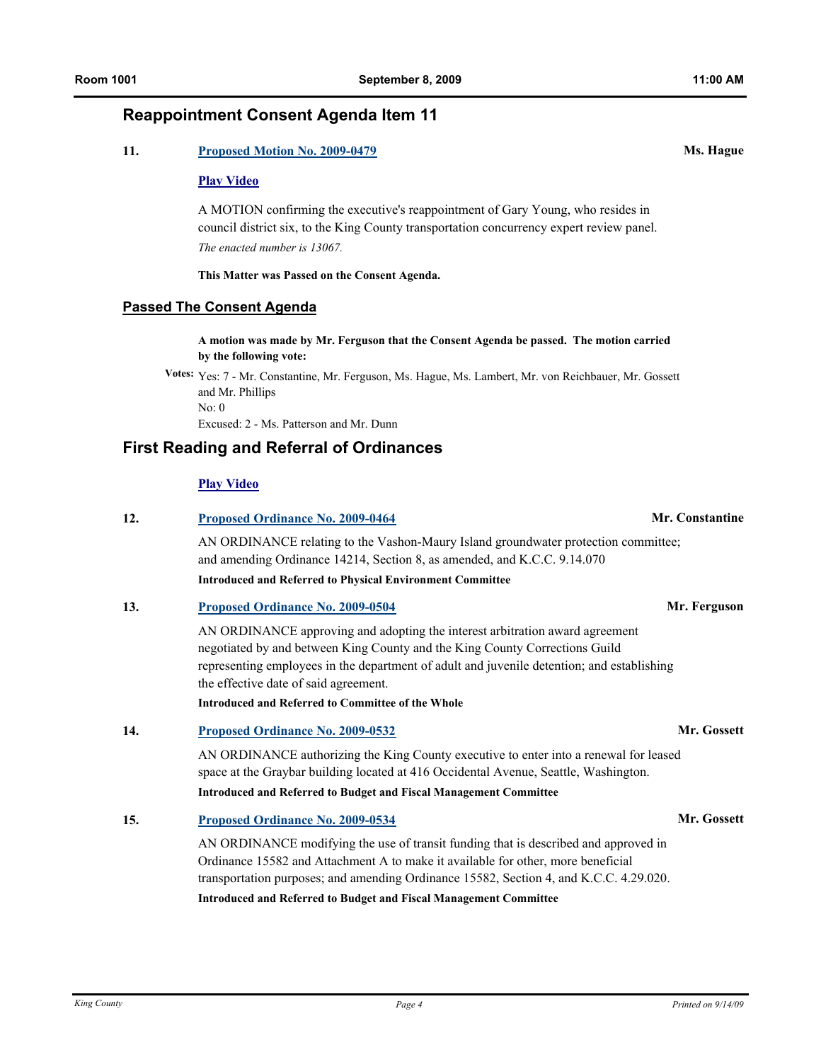## Reappointment Consent Agenda Item 11

**11.** **Proposed Motion No. 2009-0479** **Ms. Hague**

**Play Video**

A MOTION confirming the executive's reappointment of Gary Young, who resides in council district six, to the King County transportation concurrency expert review panel.

*The enacted number is 13067.*

**This Matter was Passed on the Consent Agenda.**

### Passed The Consent Agenda

**A motion was made by Mr. Ferguson that the Consent Agenda be passed. The motion carried by the following vote:**

**Votes:** Yes: 7 - Mr. Constantine, Mr. Ferguson, Ms. Hague, Ms. Lambert, Mr. von Reichbauer, Mr. Gossett and Mr. Phillips
No: 0
Excused: 2 - Ms. Patterson and Mr. Dunn

## First Reading and Referral of Ordinances

**Play Video**

**12.** **Proposed Ordinance No. 2009-0464** **Mr. Constantine**

AN ORDINANCE relating to the Vashon-Maury Island groundwater protection committee; and amending Ordinance 14214, Section 8, as amended, and K.C.C. 9.14.070

**Introduced and Referred to Physical Environment Committee**

**13.** **Proposed Ordinance No. 2009-0504** **Mr. Ferguson**

AN ORDINANCE approving and adopting the interest arbitration award agreement negotiated by and between King County and the King County Corrections Guild representing employees in the department of adult and juvenile detention; and establishing the effective date of said agreement.

**Introduced and Referred to Committee of the Whole**

**14.** **Proposed Ordinance No. 2009-0532** **Mr. Gossett**

AN ORDINANCE authorizing the King County executive to enter into a renewal for leased space at the Graybar building located at 416 Occidental Avenue, Seattle, Washington.

**Introduced and Referred to Budget and Fiscal Management Committee**

**15.** **Proposed Ordinance No. 2009-0534** **Mr. Gossett**

AN ORDINANCE modifying the use of transit funding that is described and approved in Ordinance 15582 and Attachment A to make it available for other, more beneficial transportation purposes; and amending Ordinance 15582, Section 4, and K.C.C. 4.29.020.

**Introduced and Referred to Budget and Fiscal Management Committee**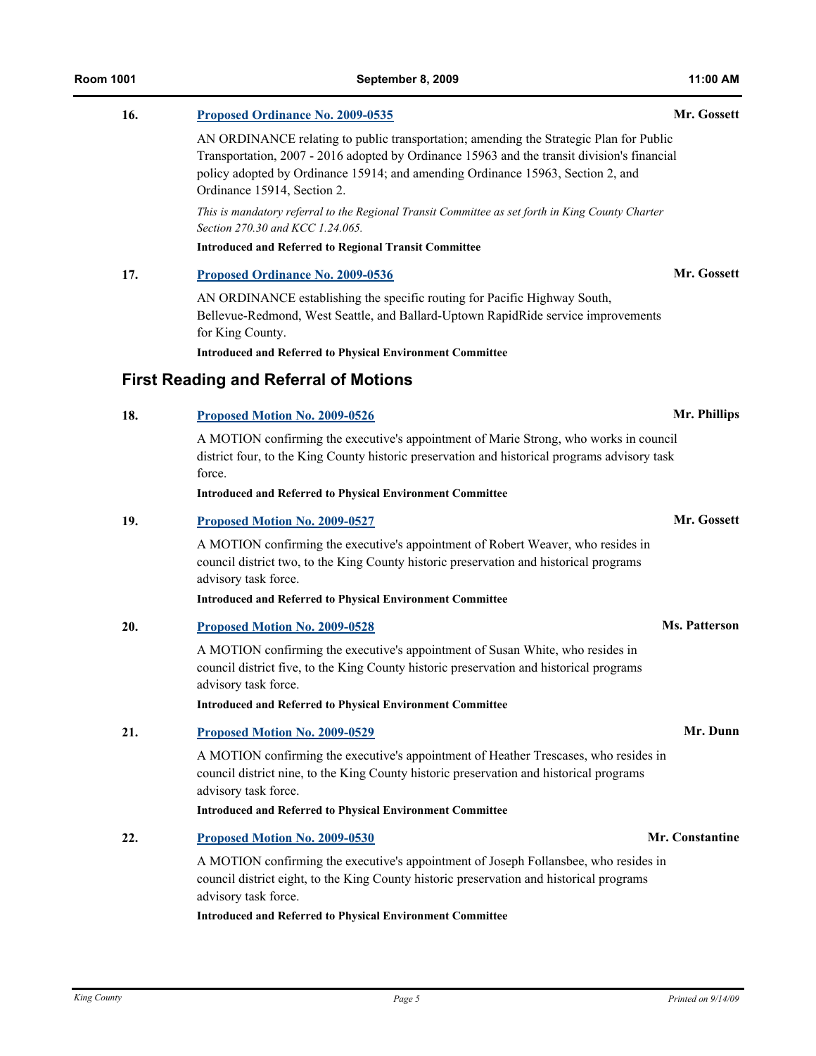16. **Proposed Ordinance No. 2009-0535** — **Mr. Gossett**

AN ORDINANCE relating to public transportation; amending the Strategic Plan for Public Transportation, 2007 - 2016 adopted by Ordinance 15963 and the transit division's financial policy adopted by Ordinance 15914; and amending Ordinance 15963, Section 2, and Ordinance 15914, Section 2.

*This is mandatory referral to the Regional Transit Committee as set forth in King County Charter Section 270.30 and KCC 1.24.065.*

**Introduced and Referred to Regional Transit Committee**

17. **Proposed Ordinance No. 2009-0536** — **Mr. Gossett**

AN ORDINANCE establishing the specific routing for Pacific Highway South, Bellevue-Redmond, West Seattle, and Ballard-Uptown RapidRide service improvements for King County.

**Introduced and Referred to Physical Environment Committee**

## First Reading and Referral of Motions

18. **Proposed Motion No. 2009-0526** — **Mr. Phillips**

A MOTION confirming the executive's appointment of Marie Strong, who works in council district four, to the King County historic preservation and historical programs advisory task force.

**Introduced and Referred to Physical Environment Committee**

19. **Proposed Motion No. 2009-0527** — **Mr. Gossett**

A MOTION confirming the executive's appointment of Robert Weaver, who resides in council district two, to the King County historic preservation and historical programs advisory task force.

**Introduced and Referred to Physical Environment Committee**

20. **Proposed Motion No. 2009-0528** — **Ms. Patterson**

A MOTION confirming the executive's appointment of Susan White, who resides in council district five, to the King County historic preservation and historical programs advisory task force.

**Introduced and Referred to Physical Environment Committee**

21. **Proposed Motion No. 2009-0529** — **Mr. Dunn**

A MOTION confirming the executive's appointment of Heather Trescases, who resides in council district nine, to the King County historic preservation and historical programs advisory task force.

**Introduced and Referred to Physical Environment Committee**

22. **Proposed Motion No. 2009-0530** — **Mr. Constantine**

A MOTION confirming the executive's appointment of Joseph Follansbee, who resides in council district eight, to the King County historic preservation and historical programs advisory task force.

**Introduced and Referred to Physical Environment Committee**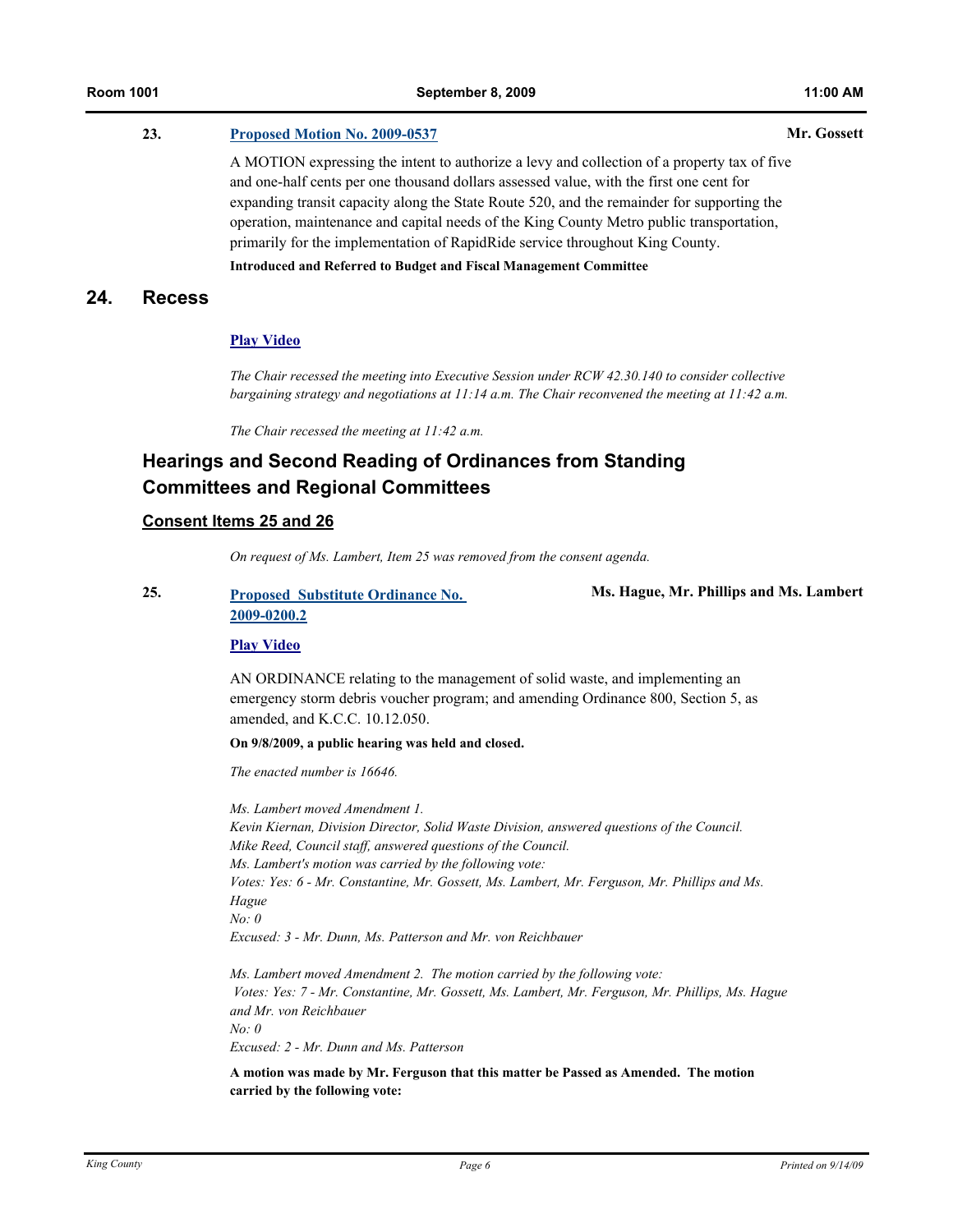23. **[Proposed Motion No. 2009-0537]** **Mr. Gossett**

A MOTION expressing the intent to authorize a levy and collection of a property tax of five and one-half cents per one thousand dollars assessed value, with the first one cent for expanding transit capacity along the State Route 520, and the remainder for supporting the operation, maintenance and capital needs of the King County Metro public transportation, primarily for the implementation of RapidRide service throughout King County.

**Introduced and Referred to Budget and Fiscal Management Committee**

## 24. Recess

**[Play Video]**

*The Chair recessed the meeting into Executive Session under RCW 42.30.140 to consider collective bargaining strategy and negotiations at 11:14 a.m. The Chair reconvened the meeting at 11:42 a.m.*

*The Chair recessed the meeting at 11:42 a.m.*

## Hearings and Second Reading of Ordinances from Standing Committees and Regional Committees

### Consent Items 25 and 26

*On request of Ms. Lambert, Item 25 was removed from the consent agenda.*

25. **[Proposed Substitute Ordinance No. 2009-0200.2]** **Ms. Hague, Mr. Phillips and Ms. Lambert**

**[Play Video]**

AN ORDINANCE relating to the management of solid waste, and implementing an emergency storm debris voucher program; and amending Ordinance 800, Section 5, as amended, and K.C.C. 10.12.050.

**On 9/8/2009, a public hearing was held and closed.**

*The enacted number is 16646.*

*Ms. Lambert moved Amendment 1.*
*Kevin Kiernan, Division Director, Solid Waste Division, answered questions of the Council.*
*Mike Reed, Council staff, answered questions of the Council.*
*Ms. Lambert's motion was carried by the following vote:*
*Votes: Yes: 6 - Mr. Constantine, Mr. Gossett, Ms. Lambert, Mr. Ferguson, Mr. Phillips and Ms. Hague*
*No: 0*
*Excused: 3 - Mr. Dunn, Ms. Patterson and Mr. von Reichbauer*

*Ms. Lambert moved Amendment 2. The motion carried by the following vote:*
*Votes: Yes: 7 - Mr. Constantine, Mr. Gossett, Ms. Lambert, Mr. Ferguson, Mr. Phillips, Ms. Hague and Mr. von Reichbauer*
*No: 0*
*Excused: 2 - Mr. Dunn and Ms. Patterson*

**A motion was made by Mr. Ferguson that this matter be Passed as Amended. The motion carried by the following vote:**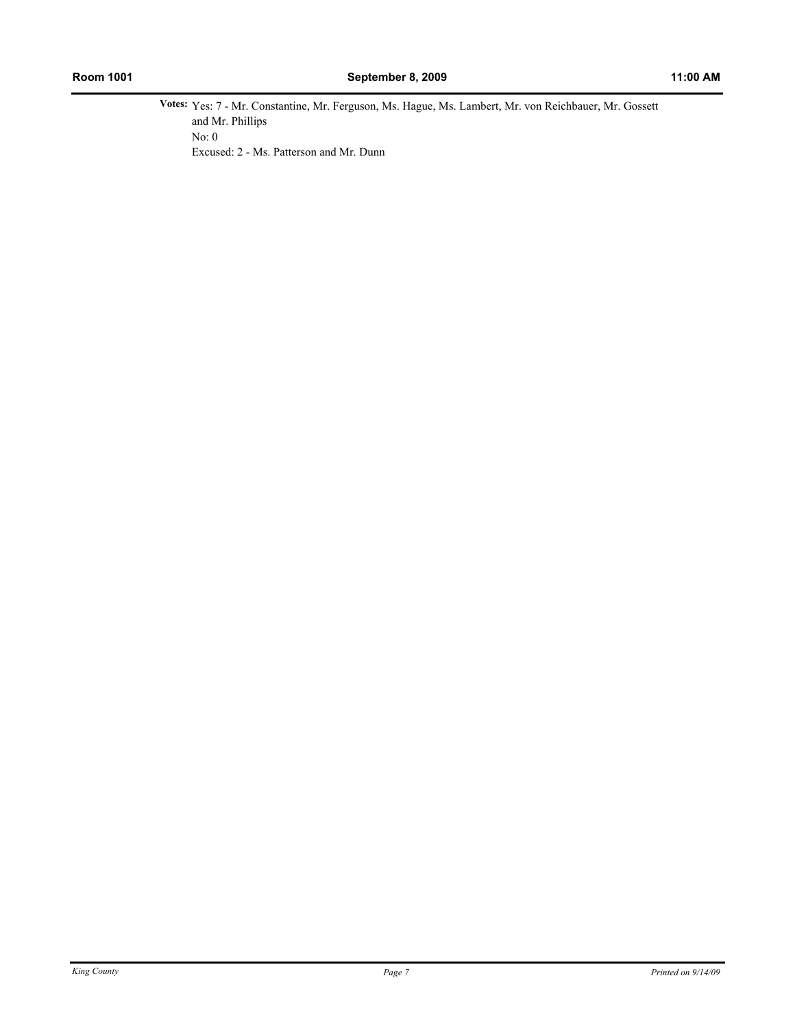**Votes:** Yes: 7 - Mr. Constantine, Mr. Ferguson, Ms. Hague, Ms. Lambert, Mr. von Reichbauer, Mr. Gossett and Mr. Phillips

No: 0

Excused: 2 - Ms. Patterson and Mr. Dunn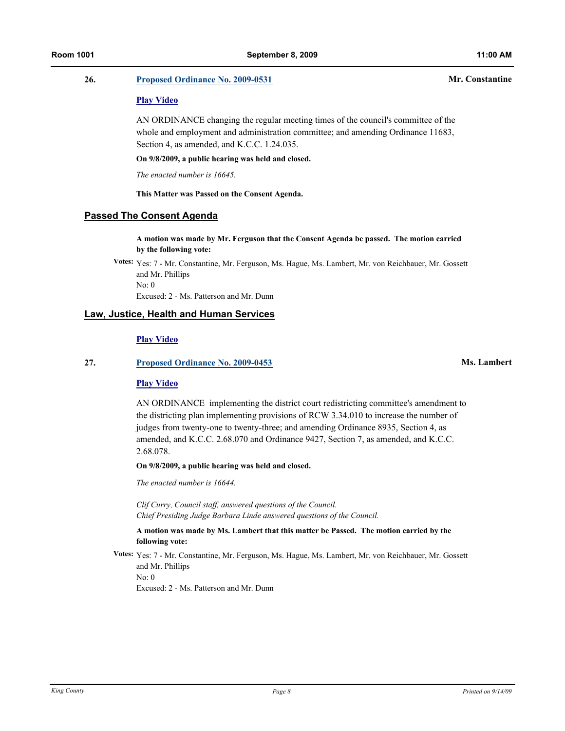**26.** **Proposed Ordinance No. 2009-0531** **Mr. Constantine**

**Play Video**

AN ORDINANCE changing the regular meeting times of the council's committee of the whole and employment and administration committee; and amending Ordinance 11683, Section 4, as amended, and K.C.C. 1.24.035.

**On 9/8/2009, a public hearing was held and closed.**

*The enacted number is 16645.*

**This Matter was Passed on the Consent Agenda.**

## Passed The Consent Agenda

**A motion was made by Mr. Ferguson that the Consent Agenda be passed. The motion carried by the following vote:**

**Votes:** Yes: 7 - Mr. Constantine, Mr. Ferguson, Ms. Hague, Ms. Lambert, Mr. von Reichbauer, Mr. Gossett and Mr. Phillips
No: 0
Excused: 2 - Ms. Patterson and Mr. Dunn

## Law, Justice, Health and Human Services

**Play Video**

**27.** **Proposed Ordinance No. 2009-0453** **Ms. Lambert**

**Play Video**

AN ORDINANCE implementing the district court redistricting committee's amendment to the districting plan implementing provisions of RCW 3.34.010 to increase the number of judges from twenty-one to twenty-three; and amending Ordinance 8935, Section 4, as amended, and K.C.C. 2.68.070 and Ordinance 9427, Section 7, as amended, and K.C.C. 2.68.078.

**On 9/8/2009, a public hearing was held and closed.**

*The enacted number is 16644.*

*Clif Curry, Council staff, answered questions of the Council.*
*Chief Presiding Judge Barbara Linde answered questions of the Council.*

**A motion was made by Ms. Lambert that this matter be Passed. The motion carried by the following vote:**

**Votes:** Yes: 7 - Mr. Constantine, Mr. Ferguson, Ms. Hague, Ms. Lambert, Mr. von Reichbauer, Mr. Gossett and Mr. Phillips
No: 0
Excused: 2 - Ms. Patterson and Mr. Dunn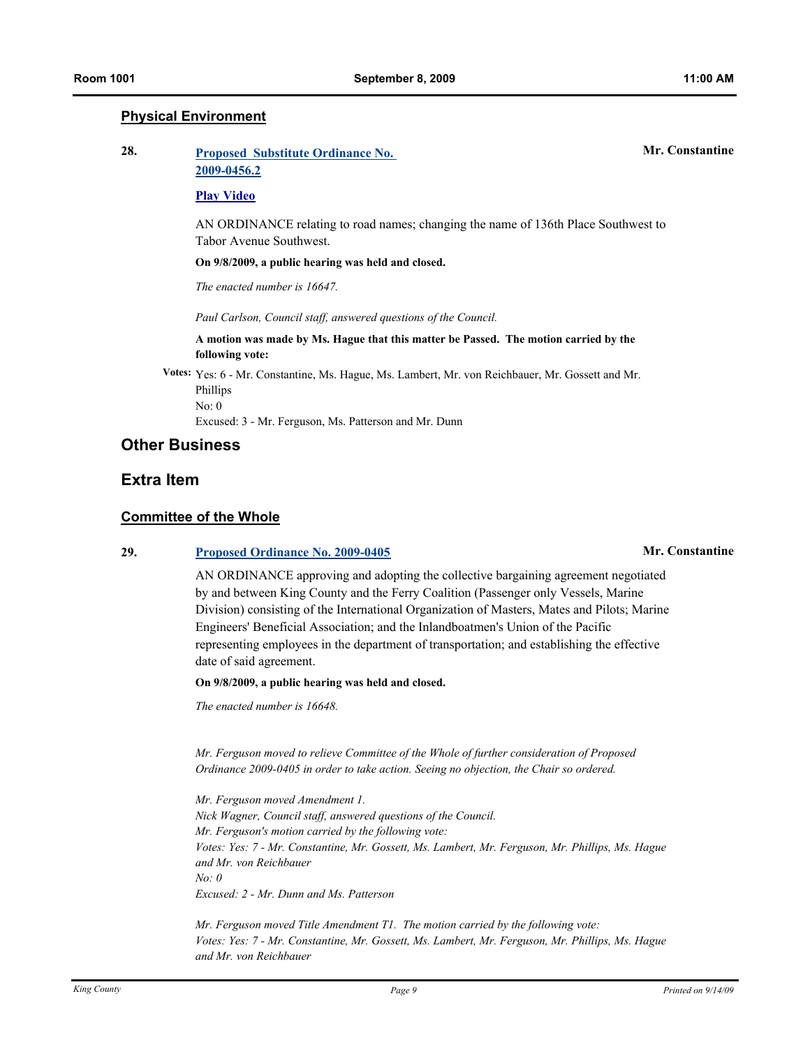## Physical Environment

**28.** **Proposed Substitute Ordinance No. 2009-0456.2** **Mr. Constantine**

**Play Video**

AN ORDINANCE relating to road names; changing the name of 136th Place Southwest to Tabor Avenue Southwest.

**On 9/8/2009, a public hearing was held and closed.**

*The enacted number is 16647.*

*Paul Carlson, Council staff, answered questions of the Council.*

**A motion was made by Ms. Hague that this matter be Passed. The motion carried by the following vote:**

**Votes:** Yes: 6 - Mr. Constantine, Ms. Hague, Ms. Lambert, Mr. von Reichbauer, Mr. Gossett and Mr. Phillips
No: 0
Excused: 3 - Mr. Ferguson, Ms. Patterson and Mr. Dunn

# Other Business

# Extra Item

## Committee of the Whole

**29.** **Proposed Ordinance No. 2009-0405** **Mr. Constantine**

AN ORDINANCE approving and adopting the collective bargaining agreement negotiated by and between King County and the Ferry Coalition (Passenger only Vessels, Marine Division) consisting of the International Organization of Masters, Mates and Pilots; Marine Engineers' Beneficial Association; and the Inlandboatmen's Union of the Pacific representing employees in the department of transportation; and establishing the effective date of said agreement.

**On 9/8/2009, a public hearing was held and closed.**

*The enacted number is 16648.*

*Mr. Ferguson moved to relieve Committee of the Whole of further consideration of Proposed Ordinance 2009-0405 in order to take action. Seeing no objection, the Chair so ordered.*

*Mr. Ferguson moved Amendment 1.*
*Nick Wagner, Council staff, answered questions of the Council.*
*Mr. Ferguson's motion carried by the following vote:*
*Votes: Yes: 7 - Mr. Constantine, Mr. Gossett, Ms. Lambert, Mr. Ferguson, Mr. Phillips, Ms. Hague and Mr. von Reichbauer*
*No: 0*
*Excused: 2 - Mr. Dunn and Ms. Patterson*

*Mr. Ferguson moved Title Amendment T1. The motion carried by the following vote:*
*Votes: Yes: 7 - Mr. Constantine, Mr. Gossett, Ms. Lambert, Mr. Ferguson, Mr. Phillips, Ms. Hague and Mr. von Reichbauer*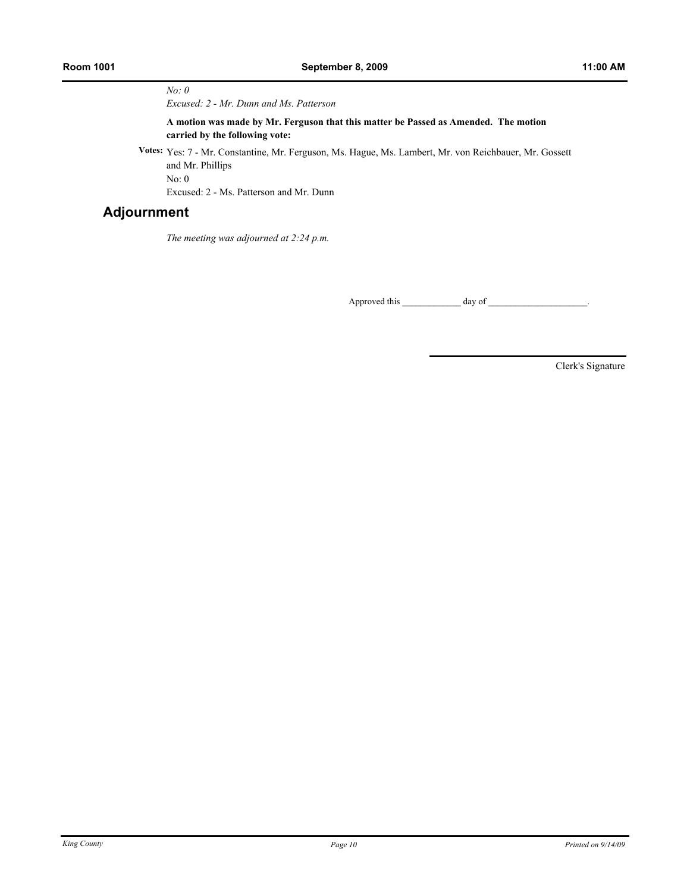*No: 0*

*Excused: 2 - Mr. Dunn and Ms. Patterson*

**A motion was made by Mr. Ferguson that this matter be Passed as Amended. The motion carried by the following vote:**

**Votes:** Yes: 7 - Mr. Constantine, Mr. Ferguson, Ms. Hague, Ms. Lambert, Mr. von Reichbauer, Mr. Gossett and Mr. Phillips

No: 0

Excused: 2 - Ms. Patterson and Mr. Dunn

## Adjournment

*The meeting was adjourned at 2:24 p.m.*

Approved this _____________ day of ______________________.

Clerk's Signature